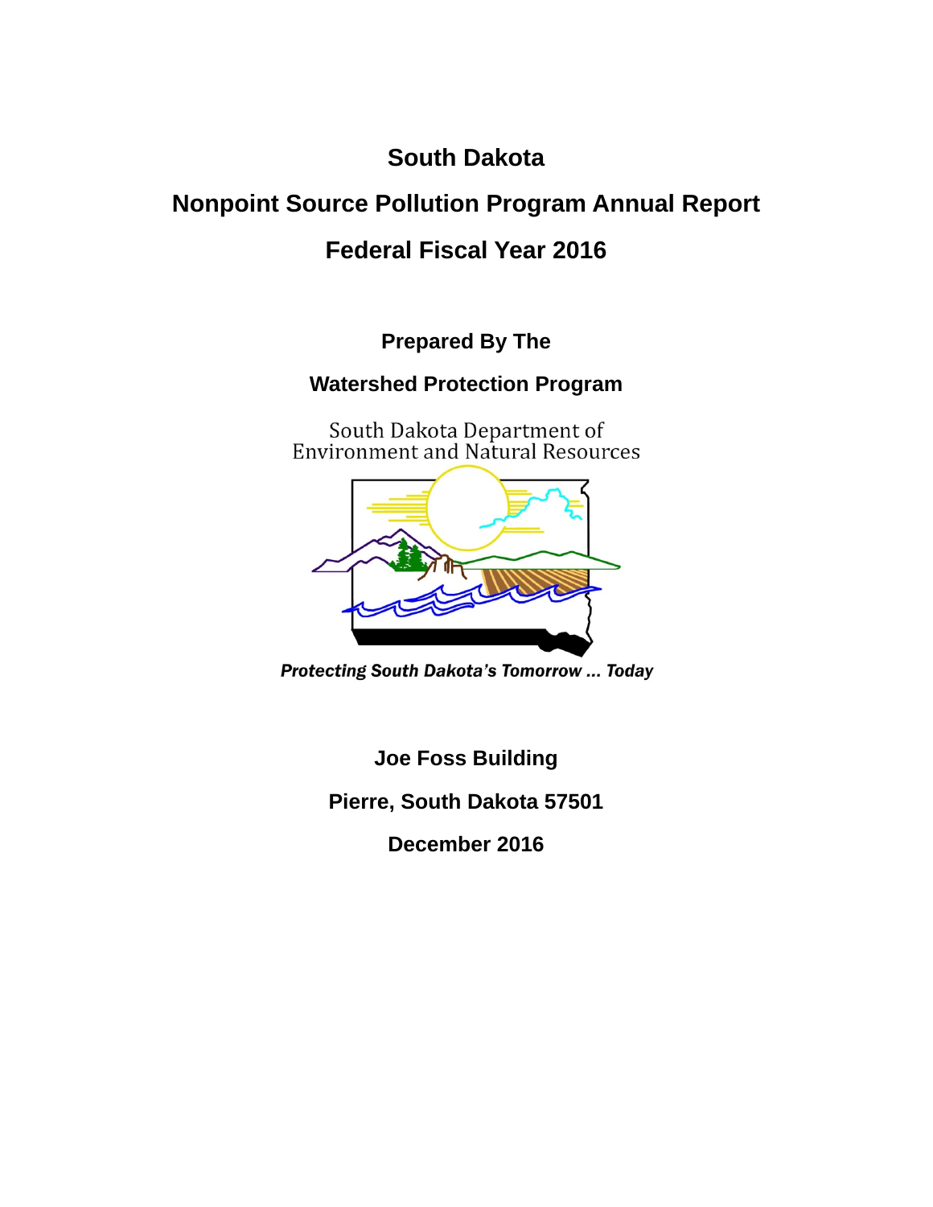# South Dakota

# Nonpoint Source Pollution Program Annual Report

# Federal Fiscal Year 2016

**Prepared By The**

**Watershed Protection Program**

South Dakota Department of
Environment and Natural Resources

*Protecting South Dakota's Tomorrow ... Today*

**Joe Foss Building**

**Pierre, South Dakota 57501**

**December 2016**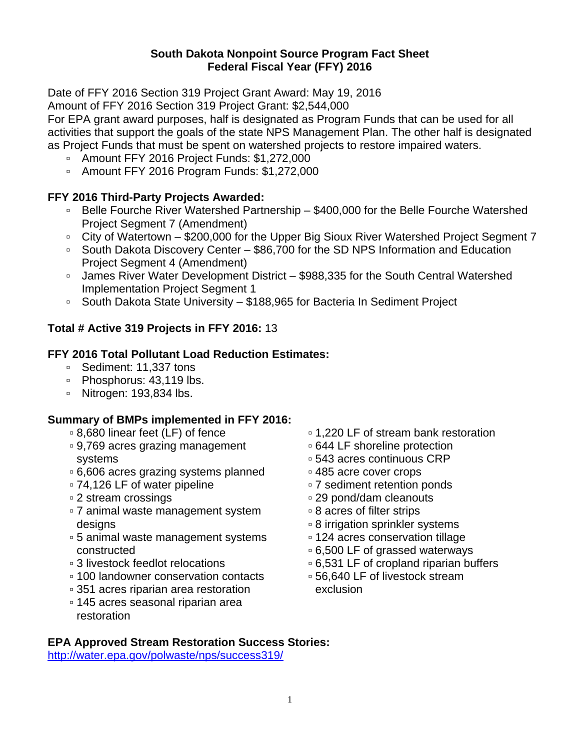# South Dakota Nonpoint Source Program Fact Sheet
# Federal Fiscal Year (FFY) 2016

Date of FFY 2016 Section 319 Project Grant Award: May 19, 2016
Amount of FFY 2016 Section 319 Project Grant: $2,544,000
For EPA grant award purposes, half is designated as Program Funds that can be used for all activities that support the goals of the state NPS Management Plan. The other half is designated as Project Funds that must be spent on watershed projects to restore impaired waters.

- Amount FFY 2016 Project Funds: $1,272,000
- Amount FFY 2016 Program Funds: $1,272,000

**FFY 2016 Third-Party Projects Awarded:**

- Belle Fourche River Watershed Partnership – $400,000 for the Belle Fourche Watershed Project Segment 7 (Amendment)
- City of Watertown – $200,000 for the Upper Big Sioux River Watershed Project Segment 7
- South Dakota Discovery Center – $86,700 for the SD NPS Information and Education Project Segment 4 (Amendment)
- James River Water Development District – $988,335 for the South Central Watershed Implementation Project Segment 1
- South Dakota State University – $188,965 for Bacteria In Sediment Project

**Total # Active 319 Projects in FFY 2016:** 13

**FFY 2016 Total Pollutant Load Reduction Estimates:**

- Sediment: 11,337 tons
- Phosphorus: 43,119 lbs.
- Nitrogen: 193,834 lbs.

**Summary of BMPs implemented in FFY 2016:**

- 8,680 linear feet (LF) of fence
- 9,769 acres grazing management systems
- 6,606 acres grazing systems planned
- 74,126 LF of water pipeline
- 2 stream crossings
- 7 animal waste management system designs
- 5 animal waste management systems constructed
- 3 livestock feedlot relocations
- 100 landowner conservation contacts
- 351 acres riparian area restoration
- 145 acres seasonal riparian area restoration
- 1,220 LF of stream bank restoration
- 644 LF shoreline protection
- 543 acres continuous CRP
- 485 acre cover crops
- 7 sediment retention ponds
- 29 pond/dam cleanouts
- 8 acres of filter strips
- 8 irrigation sprinkler systems
- 124 acres conservation tillage
- 6,500 LF of grassed waterways
- 6,531 LF of cropland riparian buffers
- 56,640 LF of livestock stream exclusion

**EPA Approved Stream Restoration Success Stories:**
http://water.epa.gov/polwaste/nps/success319/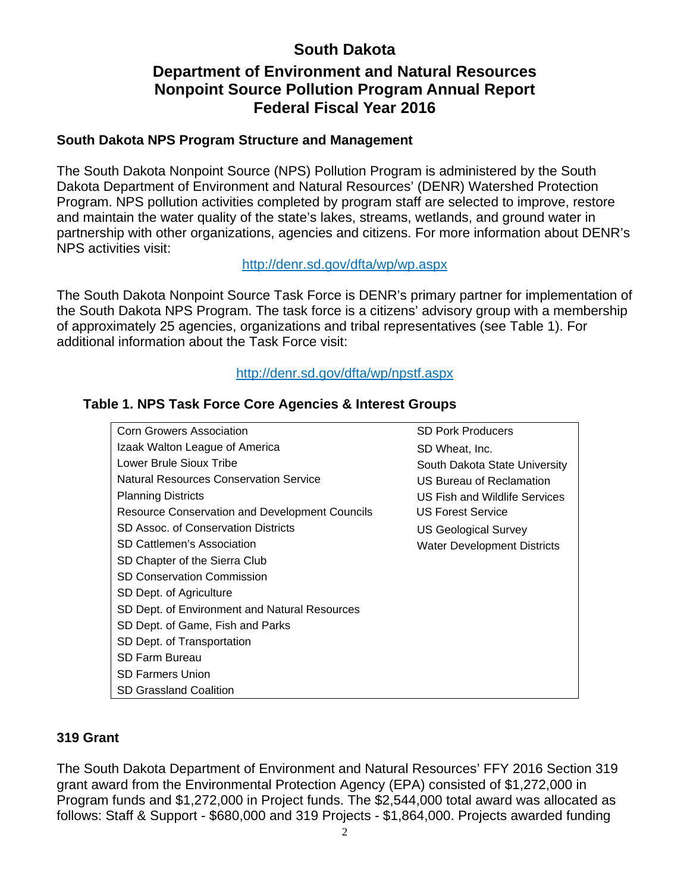# South Dakota

## Department of Environment and Natural Resources Nonpoint Source Pollution Program Annual Report Federal Fiscal Year 2016

### South Dakota NPS Program Structure and Management

The South Dakota Nonpoint Source (NPS) Pollution Program is administered by the South Dakota Department of Environment and Natural Resources' (DENR) Watershed Protection Program. NPS pollution activities completed by program staff are selected to improve, restore and maintain the water quality of the state's lakes, streams, wetlands, and ground water in partnership with other organizations, agencies and citizens. For more information about DENR's NPS activities visit:

http://denr.sd.gov/dfta/wp/wp.aspx

The South Dakota Nonpoint Source Task Force is DENR's primary partner for implementation of the South Dakota NPS Program. The task force is a citizens' advisory group with a membership of approximately 25 agencies, organizations and tribal representatives (see Table 1). For additional information about the Task Force visit:

http://denr.sd.gov/dfta/wp/npstf.aspx

**Table 1. NPS Task Force Core Agencies & Interest Groups**

| | |
|---|---|
| Corn Growers Association | SD Pork Producers |
| Izaak Walton League of America | SD Wheat, Inc. |
| Lower Brule Sioux Tribe | South Dakota State University |
| Natural Resources Conservation Service | US Bureau of Reclamation |
| Planning Districts | US Fish and Wildlife Services |
| Resource Conservation and Development Councils | US Forest Service |
| SD Assoc. of Conservation Districts | US Geological Survey |
| SD Cattlemen's Association | Water Development Districts |
| SD Chapter of the Sierra Club | |
| SD Conservation Commission | |
| SD Dept. of Agriculture | |
| SD Dept. of Environment and Natural Resources | |
| SD Dept. of Game, Fish and Parks | |
| SD Dept. of Transportation | |
| SD Farm Bureau | |
| SD Farmers Union | |
| SD Grassland Coalition | |

### 319 Grant

The South Dakota Department of Environment and Natural Resources' FFY 2016 Section 319 grant award from the Environmental Protection Agency (EPA) consisted of $1,272,000 in Program funds and $1,272,000 in Project funds. The $2,544,000 total award was allocated as follows: Staff & Support - $680,000 and 319 Projects - $1,864,000. Projects awarded funding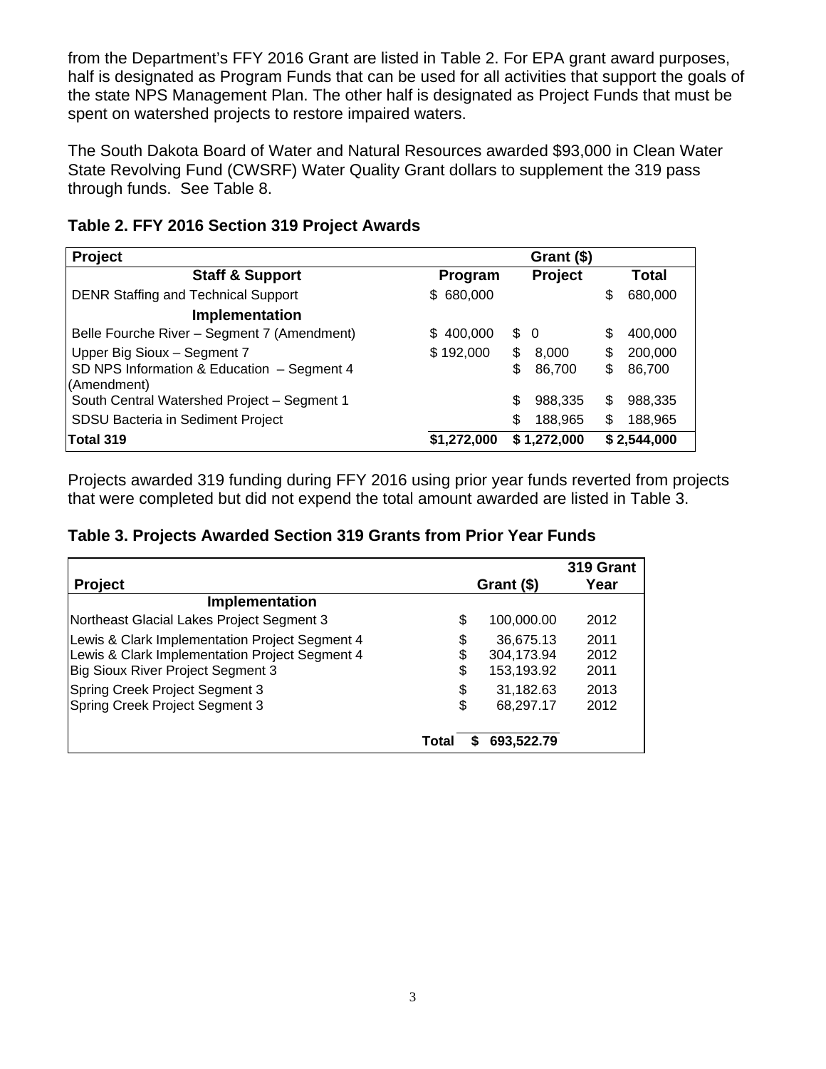from the Department's FFY 2016 Grant are listed in Table 2. For EPA grant award purposes, half is designated as Program Funds that can be used for all activities that support the goals of the state NPS Management Plan. The other half is designated as Project Funds that must be spent on watershed projects to restore impaired waters.

The South Dakota Board of Water and Natural Resources awarded $93,000 in Clean Water State Revolving Fund (CWSRF) Water Quality Grant dollars to supplement the 319 pass through funds. See Table 8.

**Table 2. FFY 2016 Section 319 Project Awards**

| Project | Grant ($) | | |
|---|---|---|---|
| **Staff & Support** | **Program** | **Project** | **Total** |
| DENR Staffing and Technical Support | $ 680,000 | | $ 680,000 |
| **Implementation** | | | |
| Belle Fourche River – Segment 7 (Amendment) | $ 400,000 | $ 0 | $ 400,000 |
| Upper Big Sioux – Segment 7 | $ 192,000 | $ 8,000 | $ 200,000 |
| SD NPS Information & Education – Segment 4 (Amendment) | | $ 86,700 | $ 86,700 |
| South Central Watershed Project – Segment 1 | | $ 988,335 | $ 988,335 |
| SDSU Bacteria in Sediment Project | | $ 188,965 | $ 188,965 |
| **Total 319** | **$1,272,000** | **$ 1,272,000** | **$ 2,544,000** |

Projects awarded 319 funding during FFY 2016 using prior year funds reverted from projects that were completed but did not expend the total amount awarded are listed in Table 3.

**Table 3. Projects Awarded Section 319 Grants from Prior Year Funds**

| Project | Grant ($) | 319 Grant Year |
|---|---|---|
| **Implementation** | | |
| Northeast Glacial Lakes Project Segment 3 | $ 100,000.00 | 2012 |
| Lewis & Clark Implementation Project Segment 4 | $ 36,675.13 | 2011 |
| Lewis & Clark Implementation Project Segment 4 | $ 304,173.94 | 2012 |
| Big Sioux River Project Segment 3 | $ 153,193.92 | 2011 |
| Spring Creek Project Segment 3 | $ 31,182.63 | 2013 |
| Spring Creek Project Segment 3 | $ 68,297.17 | 2012 |
| **Total** | **$ 693,522.79** | |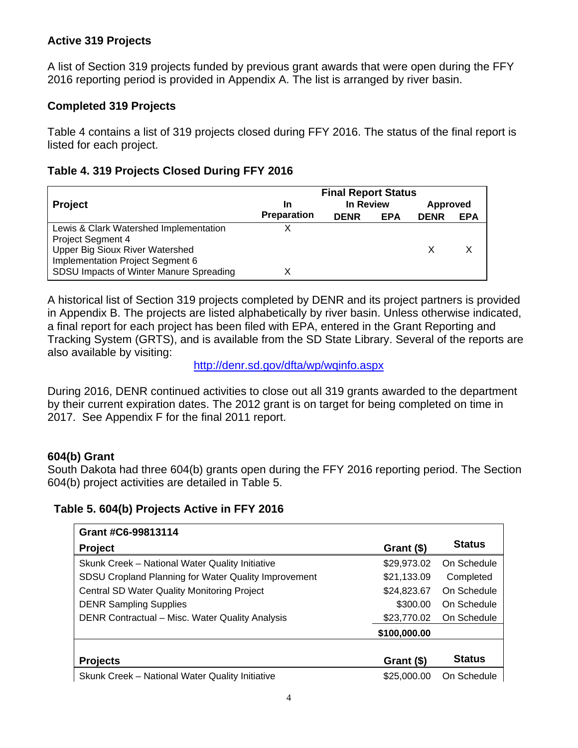### Active 319 Projects

A list of Section 319 projects funded by previous grant awards that were open during the FFY 2016 reporting period is provided in Appendix A. The list is arranged by river basin.

### Completed 319 Projects

Table 4 contains a list of 319 projects closed during FFY 2016. The status of the final report is listed for each project.

### Table 4. 319 Projects Closed During FFY 2016

| Project | Final Report Status | | | | |
|---|---|---|---|---|---|
| | In Preparation | In Review | | Approved | |
| | | DENR | EPA | DENR | EPA |
| Lewis & Clark Watershed Implementation Project Segment 4 | X | | | | |
| Upper Big Sioux River Watershed Implementation Project Segment 6 | | | | X | X |
| SDSU Impacts of Winter Manure Spreading | X | | | | |

A historical list of Section 319 projects completed by DENR and its project partners is provided in Appendix B. The projects are listed alphabetically by river basin. Unless otherwise indicated, a final report for each project has been filed with EPA, entered in the Grant Reporting and Tracking System (GRTS), and is available from the SD State Library. Several of the reports are also available by visiting:

http://denr.sd.gov/dfta/wp/wqinfo.aspx

During 2016, DENR continued activities to close out all 319 grants awarded to the department by their current expiration dates. The 2012 grant is on target for being completed on time in 2017. See Appendix F for the final 2011 report.

### 604(b) Grant

South Dakota had three 604(b) grants open during the FFY 2016 reporting period. The Section 604(b) project activities are detailed in Table 5.

### Table 5. 604(b) Projects Active in FFY 2016

| Grant #C6-99813114 | | |
|---|---|---|
| **Project** | **Grant ($)** | **Status** |
| Skunk Creek – National Water Quality Initiative | $29,973.02 | On Schedule |
| SDSU Cropland Planning for Water Quality Improvement | $21,133.09 | Completed |
| Central SD Water Quality Monitoring Project | $24,823.67 | On Schedule |
| DENR Sampling Supplies | $300.00 | On Schedule |
| DENR Contractual – Misc. Water Quality Analysis | $23,770.02 | On Schedule |
| | **$100,000.00** | |
| **Projects** | **Grant ($)** | **Status** |
| Skunk Creek – National Water Quality Initiative | $25,000.00 | On Schedule |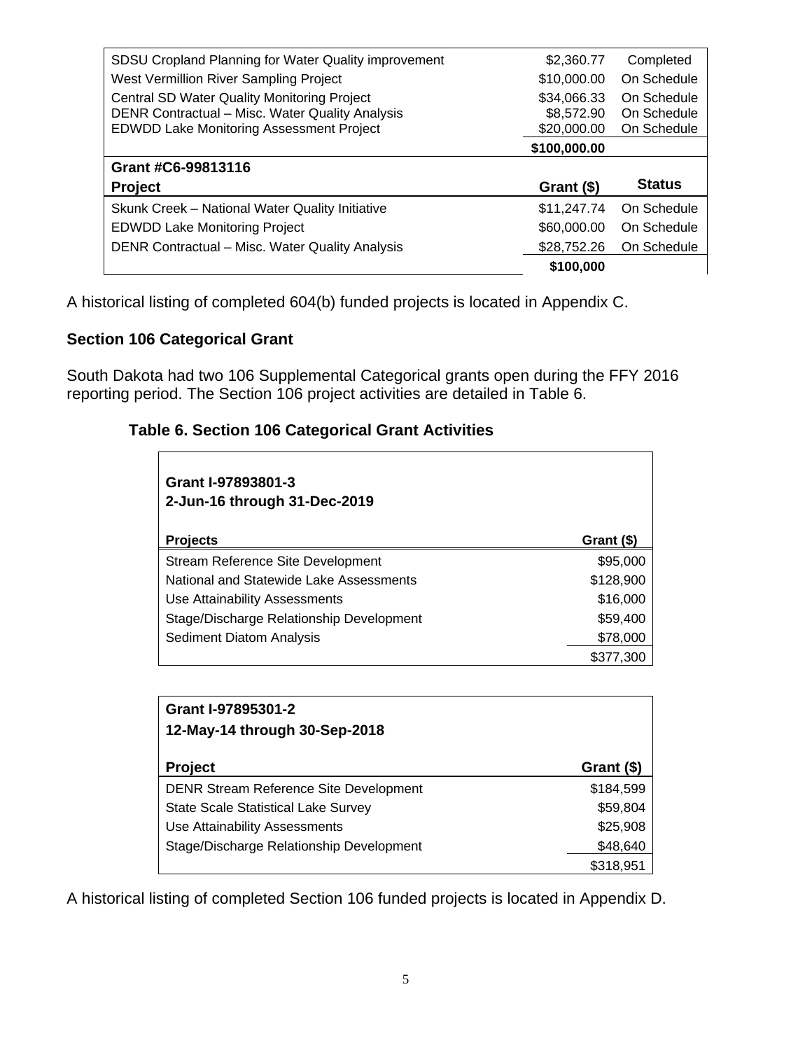| | | |
|---|---|---|
| SDSU Cropland Planning for Water Quality improvement | $2,360.77 | Completed |
| West Vermillion River Sampling Project | $10,000.00 | On Schedule |
| Central SD Water Quality Monitoring Project | $34,066.33 | On Schedule |
| DENR Contractual – Misc. Water Quality Analysis | $8,572.90 | On Schedule |
| EDWDD Lake Monitoring Assessment Project | $20,000.00 | On Schedule |
| | **$100,000.00** | |

| **Grant #C6-99813116** | | |
|---|---|---|
| **Project** | **Grant ($)** | **Status** |
| Skunk Creek – National Water Quality Initiative | $11,247.74 | On Schedule |
| EDWDD Lake Monitoring Project | $60,000.00 | On Schedule |
| DENR Contractual – Misc. Water Quality Analysis | $28,752.26 | On Schedule |
| | **$100,000** | |

A historical listing of completed 604(b) funded projects is located in Appendix C.

**Section 106 Categorical Grant**

South Dakota had two 106 Supplemental Categorical grants open during the FFY 2016 reporting period. The Section 106 project activities are detailed in Table 6.

**Table 6. Section 106 Categorical Grant Activities**

| **Grant I-97893801-3** **2-Jun-16 through 31-Dec-2019** | |
|---|---|
| **Projects** | **Grant ($)** |
| Stream Reference Site Development | $95,000 |
| National and Statewide Lake Assessments | $128,900 |
| Use Attainability Assessments | $16,000 |
| Stage/Discharge Relationship Development | $59,400 |
| Sediment Diatom Analysis | $78,000 |
| | $377,300 |

| **Grant I-97895301-2** **12-May-14 through 30-Sep-2018** | |
|---|---|
| **Project** | **Grant ($)** |
| DENR Stream Reference Site Development | $184,599 |
| State Scale Statistical Lake Survey | $59,804 |
| Use Attainability Assessments | $25,908 |
| Stage/Discharge Relationship Development | $48,640 |
| | $318,951 |

A historical listing of completed Section 106 funded projects is located in Appendix D.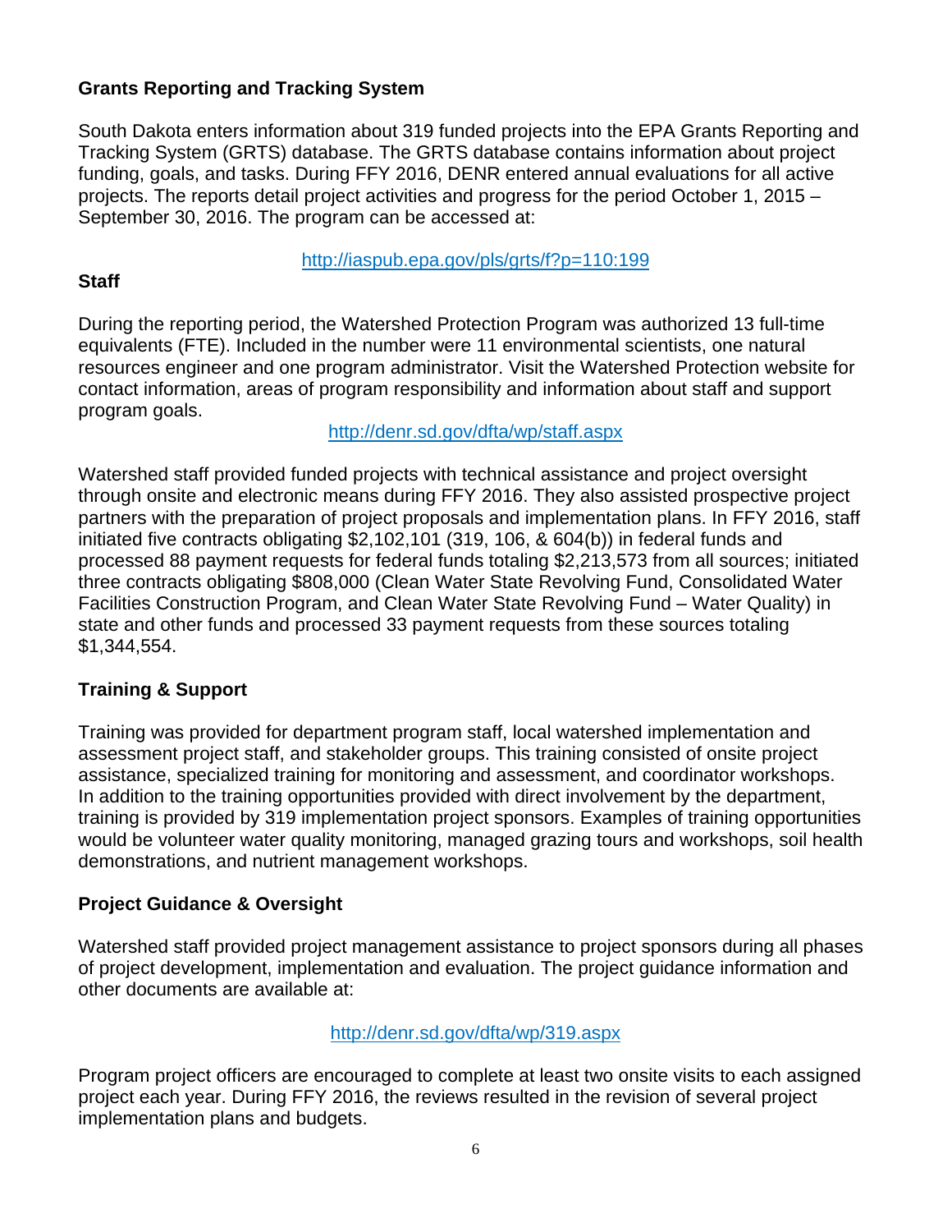## Grants Reporting and Tracking System

South Dakota enters information about 319 funded projects into the EPA Grants Reporting and Tracking System (GRTS) database. The GRTS database contains information about project funding, goals, and tasks. During FFY 2016, DENR entered annual evaluations for all active projects. The reports detail project activities and progress for the period October 1, 2015 – September 30, 2016. The program can be accessed at:

http://iaspub.epa.gov/pls/grts/f?p=110:199

## Staff

During the reporting period, the Watershed Protection Program was authorized 13 full-time equivalents (FTE). Included in the number were 11 environmental scientists, one natural resources engineer and one program administrator. Visit the Watershed Protection website for contact information, areas of program responsibility and information about staff and support program goals.

http://denr.sd.gov/dfta/wp/staff.aspx

Watershed staff provided funded projects with technical assistance and project oversight through onsite and electronic means during FFY 2016. They also assisted prospective project partners with the preparation of project proposals and implementation plans. In FFY 2016, staff initiated five contracts obligating $2,102,101 (319, 106, & 604(b)) in federal funds and processed 88 payment requests for federal funds totaling $2,213,573 from all sources; initiated three contracts obligating $808,000 (Clean Water State Revolving Fund, Consolidated Water Facilities Construction Program, and Clean Water State Revolving Fund – Water Quality) in state and other funds and processed 33 payment requests from these sources totaling $1,344,554.

## Training & Support

Training was provided for department program staff, local watershed implementation and assessment project staff, and stakeholder groups. This training consisted of onsite project assistance, specialized training for monitoring and assessment, and coordinator workshops. In addition to the training opportunities provided with direct involvement by the department, training is provided by 319 implementation project sponsors. Examples of training opportunities would be volunteer water quality monitoring, managed grazing tours and workshops, soil health demonstrations, and nutrient management workshops.

## Project Guidance & Oversight

Watershed staff provided project management assistance to project sponsors during all phases of project development, implementation and evaluation. The project guidance information and other documents are available at:

http://denr.sd.gov/dfta/wp/319.aspx

Program project officers are encouraged to complete at least two onsite visits to each assigned project each year. During FFY 2016, the reviews resulted in the revision of several project implementation plans and budgets.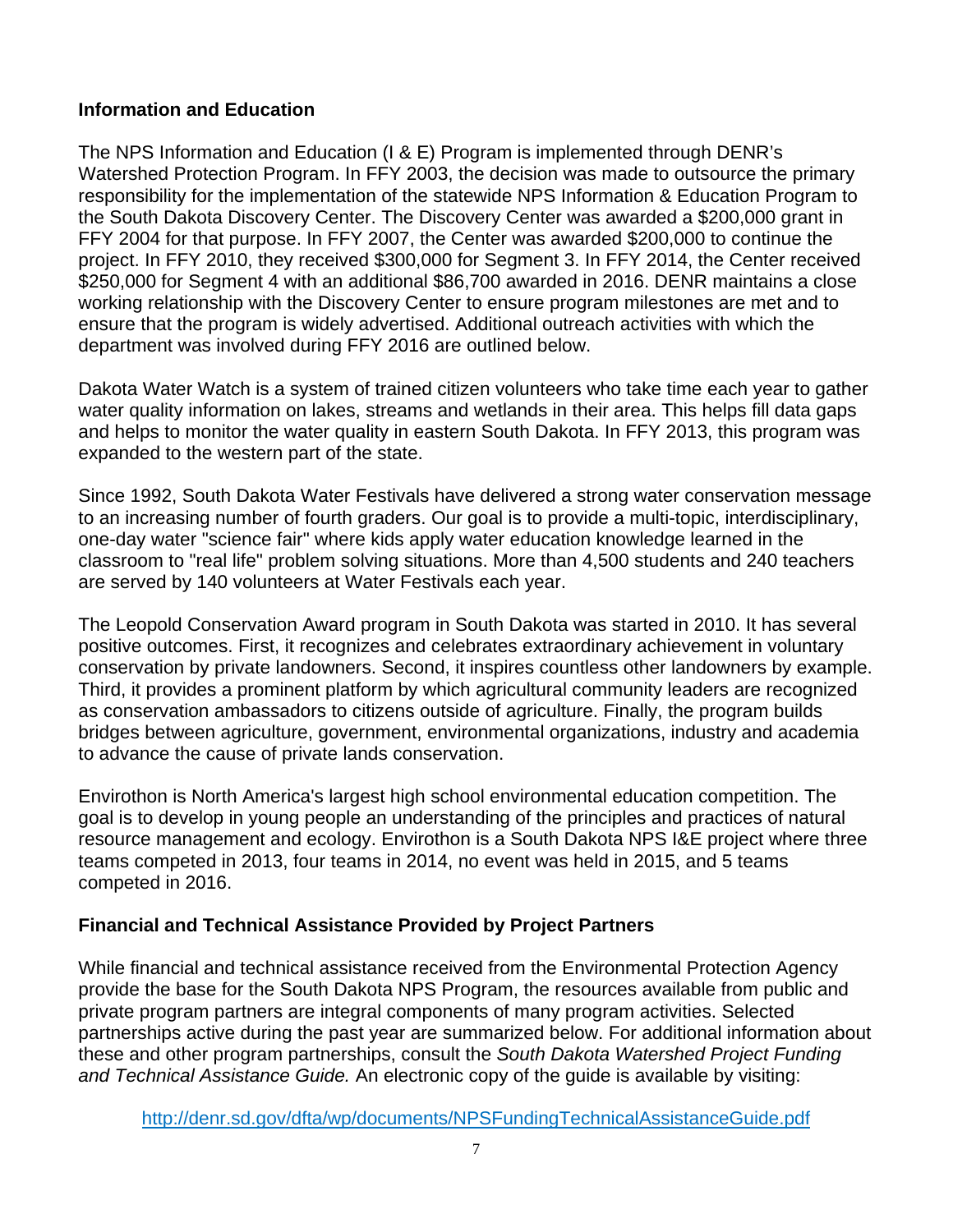## Information and Education

The NPS Information and Education (I & E) Program is implemented through DENR's Watershed Protection Program. In FFY 2003, the decision was made to outsource the primary responsibility for the implementation of the statewide NPS Information & Education Program to the South Dakota Discovery Center. The Discovery Center was awarded a $200,000 grant in FFY 2004 for that purpose. In FFY 2007, the Center was awarded $200,000 to continue the project. In FFY 2010, they received $300,000 for Segment 3. In FFY 2014, the Center received $250,000 for Segment 4 with an additional $86,700 awarded in 2016. DENR maintains a close working relationship with the Discovery Center to ensure program milestones are met and to ensure that the program is widely advertised. Additional outreach activities with which the department was involved during FFY 2016 are outlined below.

Dakota Water Watch is a system of trained citizen volunteers who take time each year to gather water quality information on lakes, streams and wetlands in their area. This helps fill data gaps and helps to monitor the water quality in eastern South Dakota. In FFY 2013, this program was expanded to the western part of the state.

Since 1992, South Dakota Water Festivals have delivered a strong water conservation message to an increasing number of fourth graders. Our goal is to provide a multi-topic, interdisciplinary, one-day water "science fair" where kids apply water education knowledge learned in the classroom to "real life" problem solving situations. More than 4,500 students and 240 teachers are served by 140 volunteers at Water Festivals each year.

The Leopold Conservation Award program in South Dakota was started in 2010. It has several positive outcomes. First, it recognizes and celebrates extraordinary achievement in voluntary conservation by private landowners. Second, it inspires countless other landowners by example. Third, it provides a prominent platform by which agricultural community leaders are recognized as conservation ambassadors to citizens outside of agriculture. Finally, the program builds bridges between agriculture, government, environmental organizations, industry and academia to advance the cause of private lands conservation.

Envirothon is North America's largest high school environmental education competition. The goal is to develop in young people an understanding of the principles and practices of natural resource management and ecology. Envirothon is a South Dakota NPS I&E project where three teams competed in 2013, four teams in 2014, no event was held in 2015, and 5 teams competed in 2016.

## Financial and Technical Assistance Provided by Project Partners

While financial and technical assistance received from the Environmental Protection Agency provide the base for the South Dakota NPS Program, the resources available from public and private program partners are integral components of many program activities. Selected partnerships active during the past year are summarized below. For additional information about these and other program partnerships, consult the *South Dakota Watershed Project Funding and Technical Assistance Guide.* An electronic copy of the guide is available by visiting:

http://denr.sd.gov/dfta/wp/documents/NPSFundingTechnicalAssistanceGuide.pdf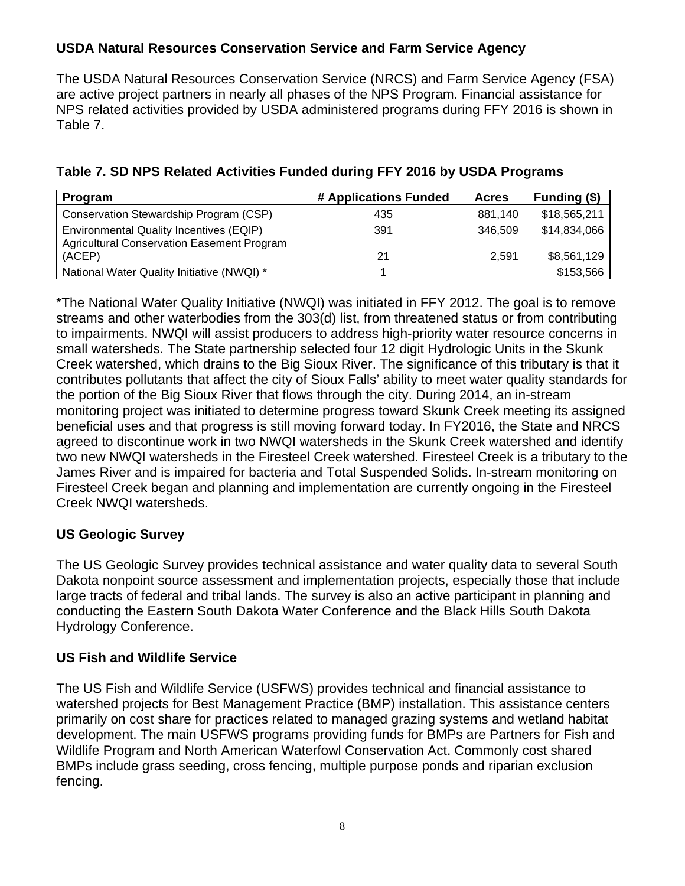## USDA Natural Resources Conservation Service and Farm Service Agency

The USDA Natural Resources Conservation Service (NRCS) and Farm Service Agency (FSA) are active project partners in nearly all phases of the NPS Program. Financial assistance for NPS related activities provided by USDA administered programs during FFY 2016 is shown in Table 7.

**Table 7. SD NPS Related Activities Funded during FFY 2016 by USDA Programs**

| Program | # Applications Funded | Acres | Funding ($) |
|---|---|---|---|
| Conservation Stewardship Program (CSP) | 435 | 881,140 | $18,565,211 |
| Environmental Quality Incentives (EQIP) | 391 | 346,509 | $14,834,066 |
| Agricultural Conservation Easement Program (ACEP) | 21 | 2,591 | $8,561,129 |
| National Water Quality Initiative (NWQI) * | 1 | | $153,566 |

*The National Water Quality Initiative (NWQI) was initiated in FFY 2012. The goal is to remove streams and other waterbodies from the 303(d) list, from threatened status or from contributing to impairments. NWQI will assist producers to address high-priority water resource concerns in small watersheds. The State partnership selected four 12 digit Hydrologic Units in the Skunk Creek watershed, which drains to the Big Sioux River. The significance of this tributary is that it contributes pollutants that affect the city of Sioux Falls' ability to meet water quality standards for the portion of the Big Sioux River that flows through the city. During 2014, an in-stream monitoring project was initiated to determine progress toward Skunk Creek meeting its assigned beneficial uses and that progress is still moving forward today. In FY2016, the State and NRCS agreed to discontinue work in two NWQI watersheds in the Skunk Creek watershed and identify two new NWQI watersheds in the Firesteel Creek watershed. Firesteel Creek is a tributary to the James River and is impaired for bacteria and Total Suspended Solids. In-stream monitoring on Firesteel Creek began and planning and implementation are currently ongoing in the Firesteel Creek NWQI watersheds.

## US Geologic Survey

The US Geologic Survey provides technical assistance and water quality data to several South Dakota nonpoint source assessment and implementation projects, especially those that include large tracts of federal and tribal lands. The survey is also an active participant in planning and conducting the Eastern South Dakota Water Conference and the Black Hills South Dakota Hydrology Conference.

## US Fish and Wildlife Service

The US Fish and Wildlife Service (USFWS) provides technical and financial assistance to watershed projects for Best Management Practice (BMP) installation. This assistance centers primarily on cost share for practices related to managed grazing systems and wetland habitat development. The main USFWS programs providing funds for BMPs are Partners for Fish and Wildlife Program and North American Waterfowl Conservation Act. Commonly cost shared BMPs include grass seeding, cross fencing, multiple purpose ponds and riparian exclusion fencing.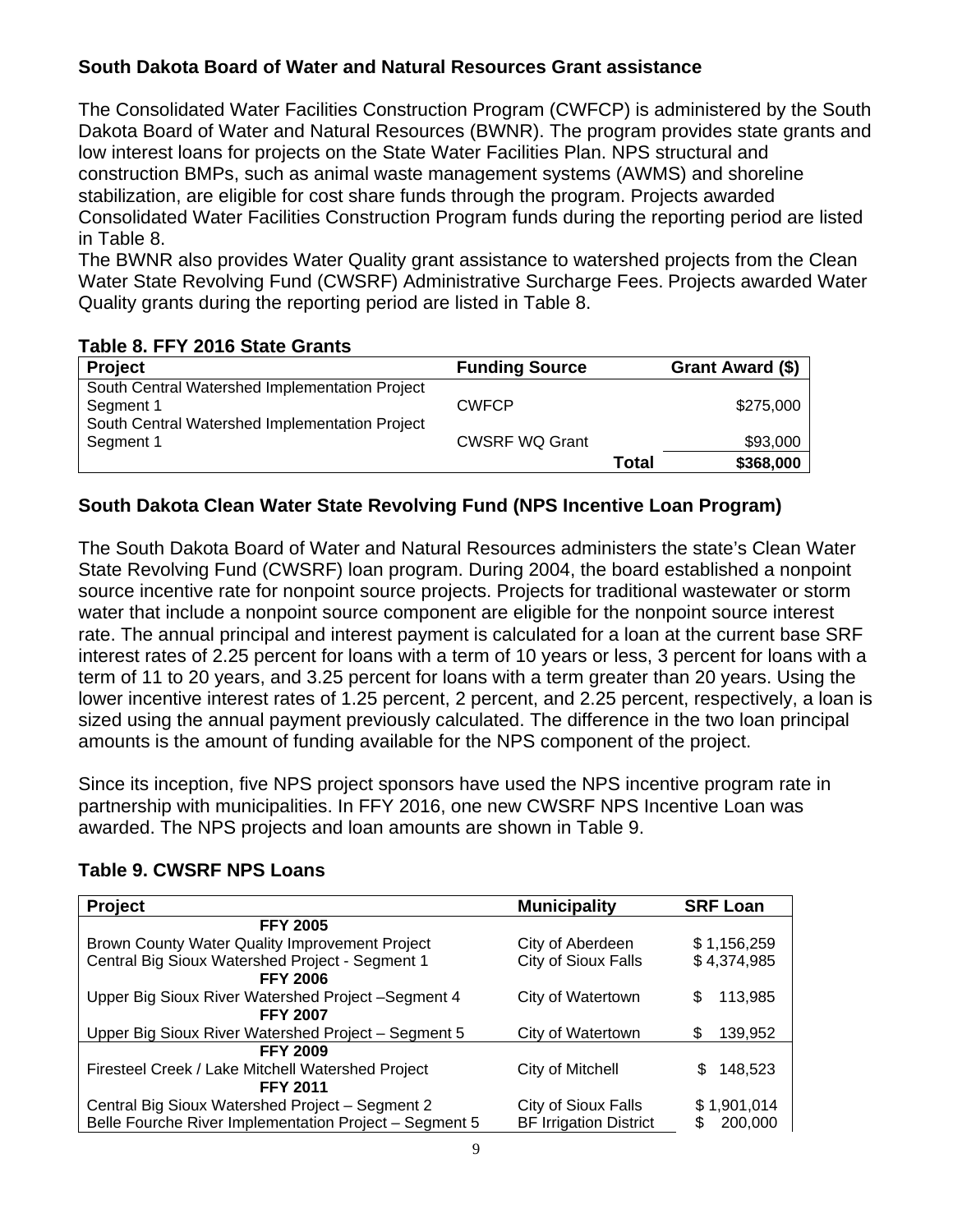### South Dakota Board of Water and Natural Resources Grant assistance

The Consolidated Water Facilities Construction Program (CWFCP) is administered by the South Dakota Board of Water and Natural Resources (BWNR). The program provides state grants and low interest loans for projects on the State Water Facilities Plan. NPS structural and construction BMPs, such as animal waste management systems (AWMS) and shoreline stabilization, are eligible for cost share funds through the program. Projects awarded Consolidated Water Facilities Construction Program funds during the reporting period are listed in Table 8.

The BWNR also provides Water Quality grant assistance to watershed projects from the Clean Water State Revolving Fund (CWSRF) Administrative Surcharge Fees. Projects awarded Water Quality grants during the reporting period are listed in Table 8.

**Table 8. FFY 2016 State Grants**

| Project | Funding Source | Grant Award ($) |
|---|---|---|
| South Central Watershed Implementation Project Segment 1 | CWFCP | $275,000 |
| South Central Watershed Implementation Project Segment 1 | CWSRF WQ Grant | $93,000 |
| | **Total** | **$368,000** |

### South Dakota Clean Water State Revolving Fund (NPS Incentive Loan Program)

The South Dakota Board of Water and Natural Resources administers the state's Clean Water State Revolving Fund (CWSRF) loan program. During 2004, the board established a nonpoint source incentive rate for nonpoint source projects. Projects for traditional wastewater or storm water that include a nonpoint source component are eligible for the nonpoint source interest rate. The annual principal and interest payment is calculated for a loan at the current base SRF interest rates of 2.25 percent for loans with a term of 10 years or less, 3 percent for loans with a term of 11 to 20 years, and 3.25 percent for loans with a term greater than 20 years. Using the lower incentive interest rates of 1.25 percent, 2 percent, and 2.25 percent, respectively, a loan is sized using the annual payment previously calculated. The difference in the two loan principal amounts is the amount of funding available for the NPS component of the project.

Since its inception, five NPS project sponsors have used the NPS incentive program rate in partnership with municipalities. In FFY 2016, one new CWSRF NPS Incentive Loan was awarded. The NPS projects and loan amounts are shown in Table 9.

**Table 9. CWSRF NPS Loans**

| Project | Municipality | SRF Loan |
|---|---|---|
| **FFY 2005** | | |
| Brown County Water Quality Improvement Project | City of Aberdeen | $ 1,156,259 |
| Central Big Sioux Watershed Project - Segment 1 | City of Sioux Falls | $ 4,374,985 |
| **FFY 2006** | | |
| Upper Big Sioux River Watershed Project –Segment 4 | City of Watertown | $ 113,985 |
| **FFY 2007** | | |
| Upper Big Sioux River Watershed Project – Segment 5 | City of Watertown | $ 139,952 |
| **FFY 2009** | | |
| Firesteel Creek / Lake Mitchell Watershed Project | City of Mitchell | $ 148,523 |
| **FFY 2011** | | |
| Central Big Sioux Watershed Project – Segment 2 | City of Sioux Falls | $ 1,901,014 |
| Belle Fourche River Implementation Project – Segment 5 | BF Irrigation District | $ 200,000 |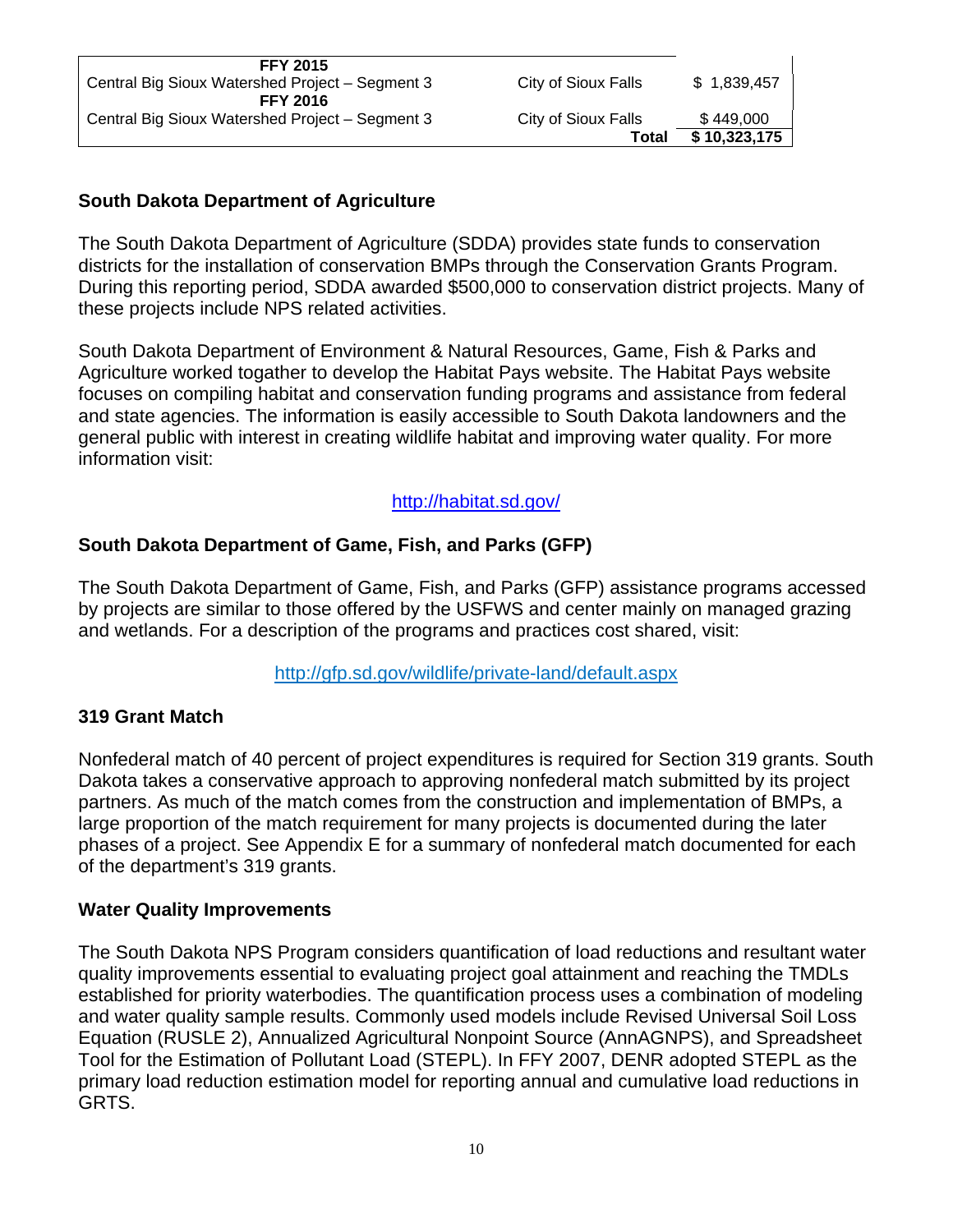| | | |
|---|---|---|
| **FFY 2015** | | |
| Central Big Sioux Watershed Project – Segment 3 | City of Sioux Falls | $ 1,839,457 |
| **FFY 2016** | | |
| Central Big Sioux Watershed Project – Segment 3 | City of Sioux Falls | $ 449,000 |
| | **Total** | **$ 10,323,175** |

### South Dakota Department of Agriculture

The South Dakota Department of Agriculture (SDDA) provides state funds to conservation districts for the installation of conservation BMPs through the Conservation Grants Program. During this reporting period, SDDA awarded $500,000 to conservation district projects. Many of these projects include NPS related activities.

South Dakota Department of Environment & Natural Resources, Game, Fish & Parks and Agriculture worked togather to develop the Habitat Pays website. The Habitat Pays website focuses on compiling habitat and conservation funding programs and assistance from federal and state agencies. The information is easily accessible to South Dakota landowners and the general public with interest in creating wildlife habitat and improving water quality. For more information visit:

http://habitat.sd.gov/

### South Dakota Department of Game, Fish, and Parks (GFP)

The South Dakota Department of Game, Fish, and Parks (GFP) assistance programs accessed by projects are similar to those offered by the USFWS and center mainly on managed grazing and wetlands. For a description of the programs and practices cost shared, visit:

http://gfp.sd.gov/wildlife/private-land/default.aspx

### 319 Grant Match

Nonfederal match of 40 percent of project expenditures is required for Section 319 grants. South Dakota takes a conservative approach to approving nonfederal match submitted by its project partners. As much of the match comes from the construction and implementation of BMPs, a large proportion of the match requirement for many projects is documented during the later phases of a project. See Appendix E for a summary of nonfederal match documented for each of the department's 319 grants.

### Water Quality Improvements

The South Dakota NPS Program considers quantification of load reductions and resultant water quality improvements essential to evaluating project goal attainment and reaching the TMDLs established for priority waterbodies. The quantification process uses a combination of modeling and water quality sample results. Commonly used models include Revised Universal Soil Loss Equation (RUSLE 2), Annualized Agricultural Nonpoint Source (AnnAGNPS), and Spreadsheet Tool for the Estimation of Pollutant Load (STEPL). In FFY 2007, DENR adopted STEPL as the primary load reduction estimation model for reporting annual and cumulative load reductions in GRTS.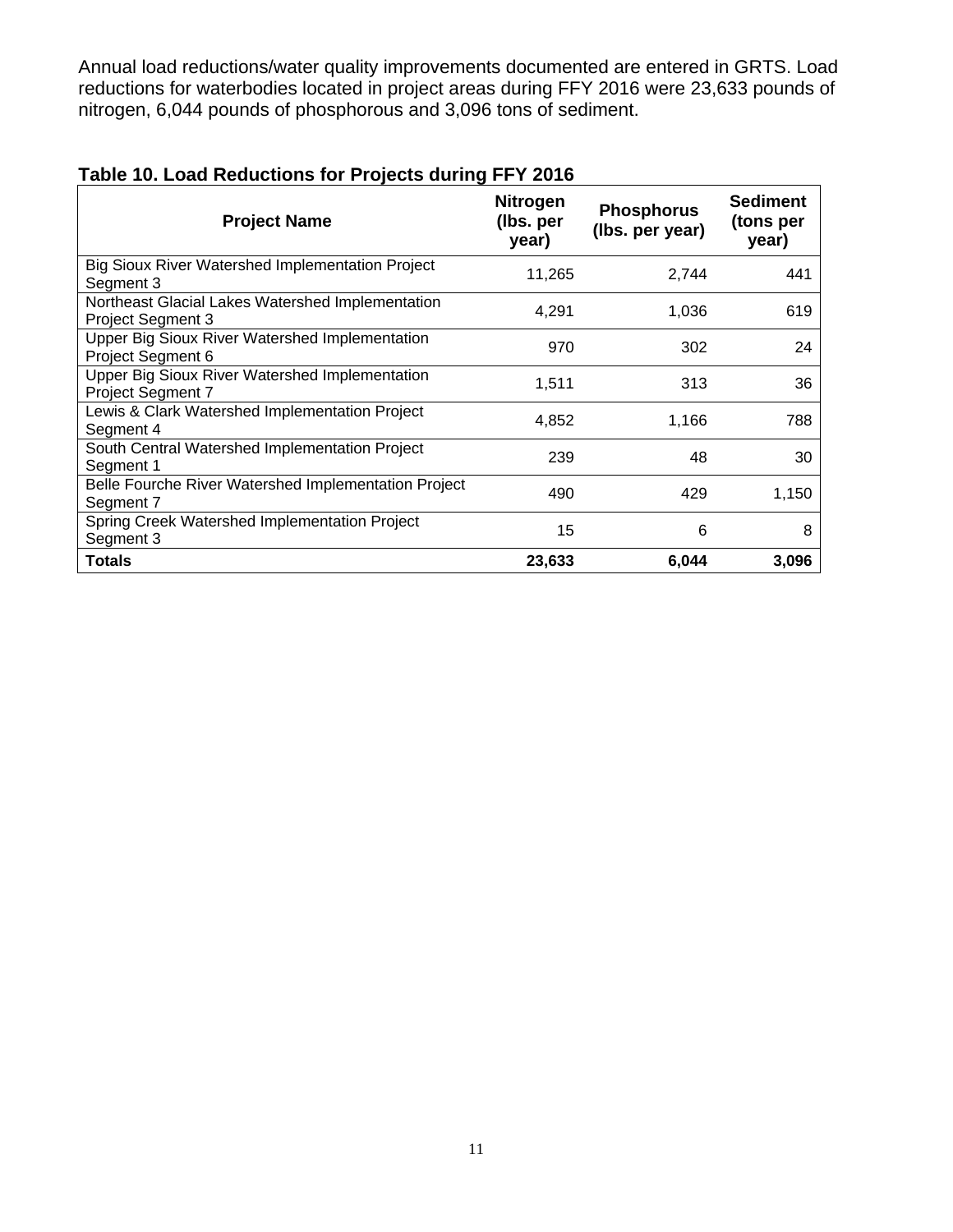Annual load reductions/water quality improvements documented are entered in GRTS. Load reductions for waterbodies located in project areas during FFY 2016 were 23,633 pounds of nitrogen, 6,044 pounds of phosphorous and 3,096 tons of sediment.

**Table 10. Load Reductions for Projects during FFY 2016**

| Project Name | Nitrogen (lbs. per year) | Phosphorus (lbs. per year) | Sediment (tons per year) |
|---|---|---|---|
| Big Sioux River Watershed Implementation Project Segment 3 | 11,265 | 2,744 | 441 |
| Northeast Glacial Lakes Watershed Implementation Project Segment 3 | 4,291 | 1,036 | 619 |
| Upper Big Sioux River Watershed Implementation Project Segment 6 | 970 | 302 | 24 |
| Upper Big Sioux River Watershed Implementation Project Segment 7 | 1,511 | 313 | 36 |
| Lewis & Clark Watershed Implementation Project Segment 4 | 4,852 | 1,166 | 788 |
| South Central Watershed Implementation Project Segment 1 | 239 | 48 | 30 |
| Belle Fourche River Watershed Implementation Project Segment 7 | 490 | 429 | 1,150 |
| Spring Creek Watershed Implementation Project Segment 3 | 15 | 6 | 8 |
| **Totals** | **23,633** | **6,044** | **3,096** |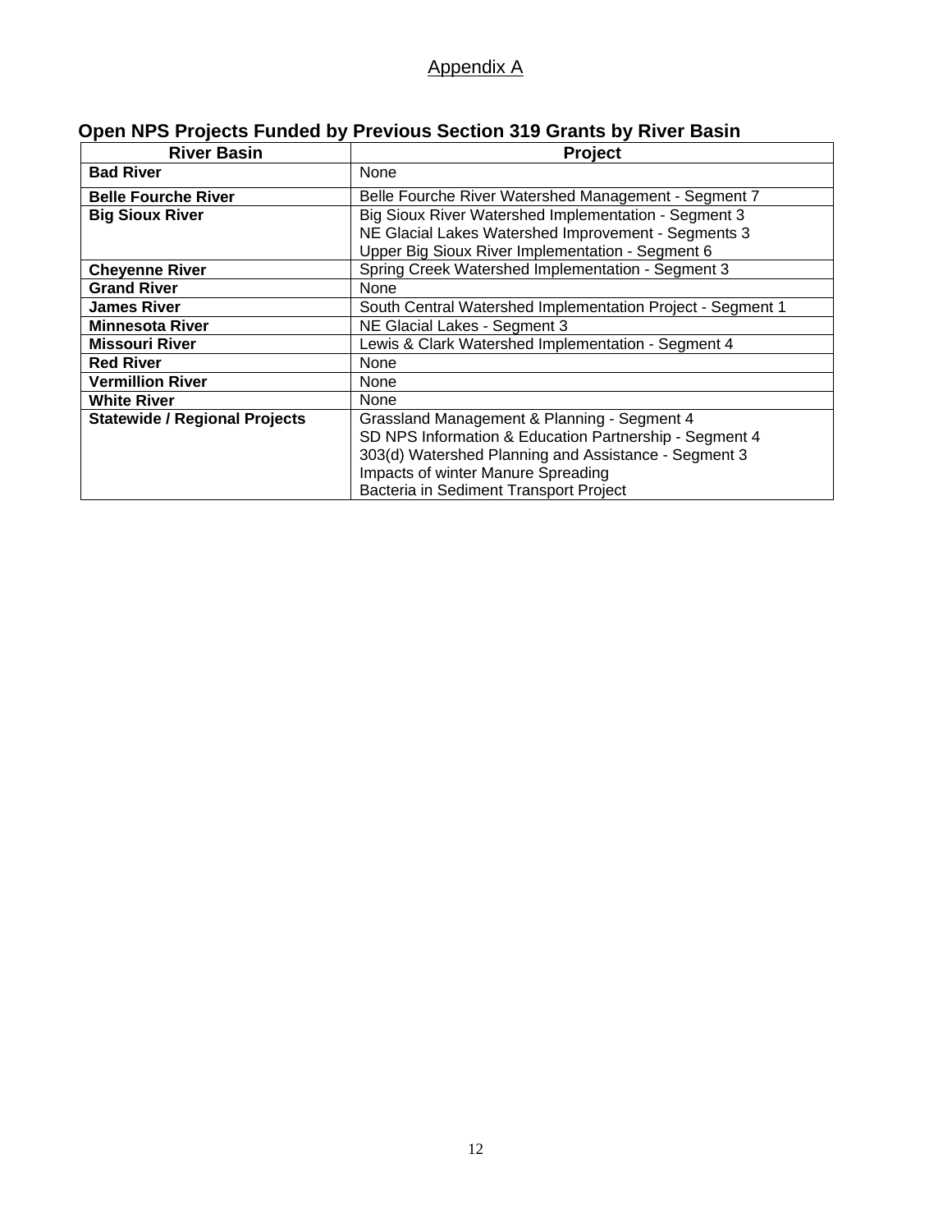# Appendix A

## Open NPS Projects Funded by Previous Section 319 Grants by River Basin

| River Basin | Project |
|---|---|
| **Bad River** | None |
| **Belle Fourche River** | Belle Fourche River Watershed Management - Segment 7 |
| **Big Sioux River** | Big Sioux River Watershed Implementation - Segment 3<br>NE Glacial Lakes Watershed Improvement - Segments 3<br>Upper Big Sioux River Implementation - Segment 6 |
| **Cheyenne River** | Spring Creek Watershed Implementation - Segment 3 |
| **Grand River** | None |
| **James River** | South Central Watershed Implementation Project - Segment 1 |
| **Minnesota River** | NE Glacial Lakes - Segment 3 |
| **Missouri River** | Lewis & Clark Watershed Implementation - Segment 4 |
| **Red River** | None |
| **Vermillion River** | None |
| **White River** | None |
| **Statewide / Regional Projects** | Grassland Management & Planning - Segment 4<br>SD NPS Information & Education Partnership - Segment 4<br>303(d) Watershed Planning and Assistance - Segment 3<br>Impacts of winter Manure Spreading<br>Bacteria in Sediment Transport Project |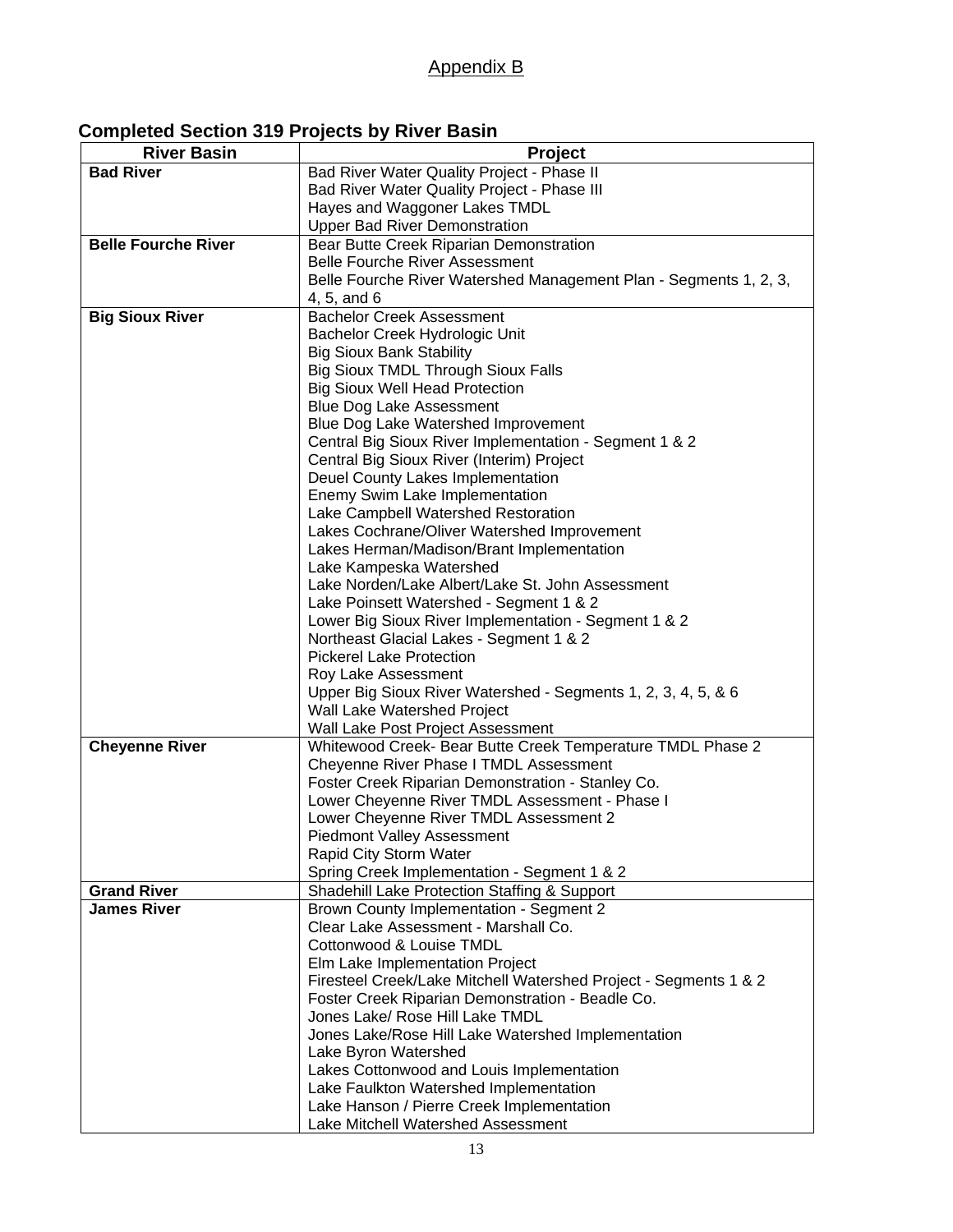Appendix B

## Completed Section 319 Projects by River Basin

| River Basin | Project |
|---|---|
| **Bad River** | Bad River Water Quality Project - Phase II |
| | Bad River Water Quality Project - Phase III |
| | Hayes and Waggoner Lakes TMDL |
| | Upper Bad River Demonstration |
| **Belle Fourche River** | Bear Butte Creek Riparian Demonstration |
| | Belle Fourche River Assessment |
| | Belle Fourche River Watershed Management Plan - Segments 1, 2, 3, 4, 5, and 6 |
| **Big Sioux River** | Bachelor Creek Assessment |
| | Bachelor Creek Hydrologic Unit |
| | Big Sioux Bank Stability |
| | Big Sioux TMDL Through Sioux Falls |
| | Big Sioux Well Head Protection |
| | Blue Dog Lake Assessment |
| | Blue Dog Lake Watershed Improvement |
| | Central Big Sioux River Implementation - Segment 1 & 2 |
| | Central Big Sioux River (Interim) Project |
| | Deuel County Lakes Implementation |
| | Enemy Swim Lake Implementation |
| | Lake Campbell Watershed Restoration |
| | Lakes Cochrane/Oliver Watershed Improvement |
| | Lakes Herman/Madison/Brant Implementation |
| | Lake Kampeska Watershed |
| | Lake Norden/Lake Albert/Lake St. John Assessment |
| | Lake Poinsett Watershed - Segment 1 & 2 |
| | Lower Big Sioux River Implementation - Segment 1 & 2 |
| | Northeast Glacial Lakes - Segment 1 & 2 |
| | Pickerel Lake Protection |
| | Roy Lake Assessment |
| | Upper Big Sioux River Watershed - Segments 1, 2, 3, 4, 5, & 6 |
| | Wall Lake Watershed Project |
| | Wall Lake Post Project Assessment |
| **Cheyenne River** | Whitewood Creek- Bear Butte Creek Temperature TMDL Phase 2 |
| | Cheyenne River Phase I TMDL Assessment |
| | Foster Creek Riparian Demonstration - Stanley Co. |
| | Lower Cheyenne River TMDL Assessment - Phase I |
| | Lower Cheyenne River TMDL Assessment 2 |
| | Piedmont Valley Assessment |
| | Rapid City Storm Water |
| | Spring Creek Implementation - Segment 1 & 2 |
| **Grand River** | Shadehill Lake Protection Staffing & Support |
| **James River** | Brown County Implementation - Segment 2 |
| | Clear Lake Assessment - Marshall Co. |
| | Cottonwood & Louise TMDL |
| | Elm Lake Implementation Project |
| | Firesteel Creek/Lake Mitchell Watershed Project - Segments 1 & 2 |
| | Foster Creek Riparian Demonstration - Beadle Co. |
| | Jones Lake/ Rose Hill Lake TMDL |
| | Jones Lake/Rose Hill Lake Watershed Implementation |
| | Lake Byron Watershed |
| | Lakes Cottonwood and Louis Implementation |
| | Lake Faulkton Watershed Implementation |
| | Lake Hanson / Pierre Creek Implementation |
| | Lake Mitchell Watershed Assessment |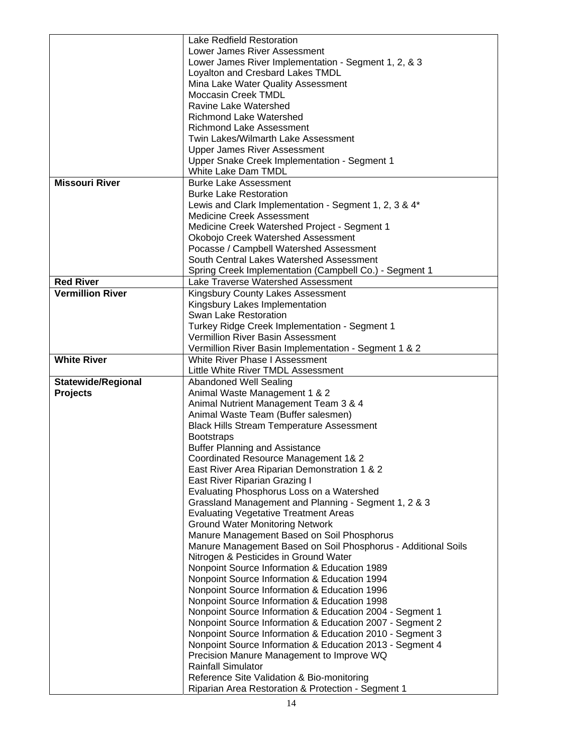| | |
|---|---|
| | Lake Redfield Restoration<br>Lower James River Assessment<br>Lower James River Implementation - Segment 1, 2, & 3<br>Loyalton and Cresbard Lakes TMDL<br>Mina Lake Water Quality Assessment<br>Moccasin Creek TMDL<br>Ravine Lake Watershed<br>Richmond Lake Watershed<br>Richmond Lake Assessment<br>Twin Lakes/Wilmarth Lake Assessment<br>Upper James River Assessment<br>Upper Snake Creek Implementation - Segment 1<br>White Lake Dam TMDL |
| **Missouri River** | Burke Lake Assessment<br>Burke Lake Restoration<br>Lewis and Clark Implementation - Segment 1, 2, 3 & 4*<br>Medicine Creek Assessment<br>Medicine Creek Watershed Project - Segment 1<br>Okobojo Creek Watershed Assessment<br>Pocasse / Campbell Watershed Assessment<br>South Central Lakes Watershed Assessment<br>Spring Creek Implementation (Campbell Co.) - Segment 1 |
| **Red River** | Lake Traverse Watershed Assessment |
| **Vermillion River** | Kingsbury County Lakes Assessment<br>Kingsbury Lakes Implementation<br>Swan Lake Restoration<br>Turkey Ridge Creek Implementation - Segment 1<br>Vermillion River Basin Assessment<br>Vermillion River Basin Implementation - Segment 1 & 2 |
| **White River** | White River Phase I Assessment<br>Little White River TMDL Assessment |
| **Statewide/Regional Projects** | Abandoned Well Sealing<br>Animal Waste Management 1 & 2<br>Animal Nutrient Management Team 3 & 4<br>Animal Waste Team (Buffer salesmen)<br>Black Hills Stream Temperature Assessment<br>Bootstraps<br>Buffer Planning and Assistance<br>Coordinated Resource Management 1& 2<br>East River Area Riparian Demonstration 1 & 2<br>East River Riparian Grazing I<br>Evaluating Phosphorus Loss on a Watershed<br>Grassland Management and Planning - Segment 1, 2 & 3<br>Evaluating Vegetative Treatment Areas<br>Ground Water Monitoring Network<br>Manure Management Based on Soil Phosphorus<br>Manure Management Based on Soil Phosphorus - Additional Soils<br>Nitrogen & Pesticides in Ground Water<br>Nonpoint Source Information & Education 1989<br>Nonpoint Source Information & Education 1994<br>Nonpoint Source Information & Education 1996<br>Nonpoint Source Information & Education 1998<br>Nonpoint Source Information & Education 2004 - Segment 1<br>Nonpoint Source Information & Education 2007 - Segment 2<br>Nonpoint Source Information & Education 2010 - Segment 3<br>Nonpoint Source Information & Education 2013 - Segment 4<br>Precision Manure Management to Improve WQ<br>Rainfall Simulator<br>Reference Site Validation & Bio-monitoring<br>Riparian Area Restoration & Protection - Segment 1 |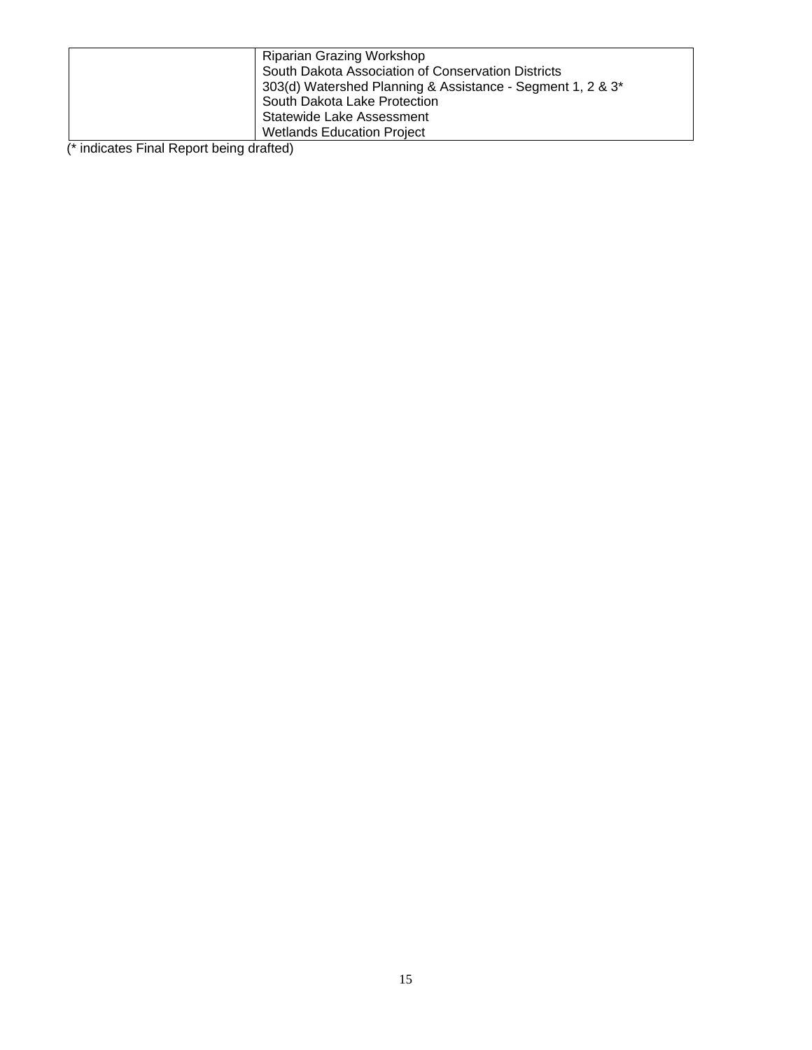| | |
|---|---|
| | Riparian Grazing Workshop<br>South Dakota Association of Conservation Districts<br>303(d) Watershed Planning & Assistance - Segment 1, 2 & 3*<br>South Dakota Lake Protection<br>Statewide Lake Assessment<br>Wetlands Education Project |

(* indicates Final Report being drafted)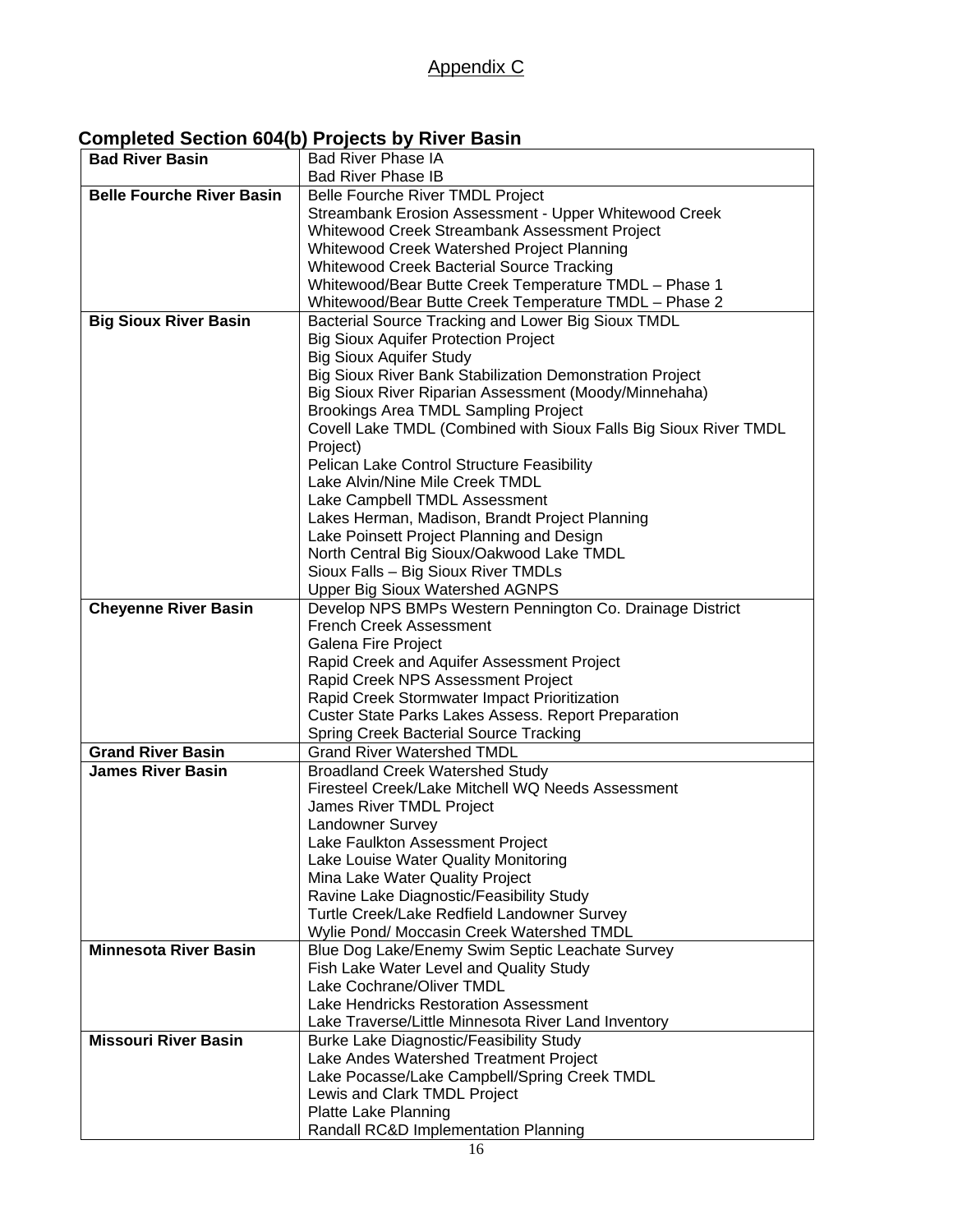## Appendix C

### Completed Section 604(b) Projects by River Basin

| | |
|---|---|
| **Bad River Basin** | Bad River Phase IA<br>Bad River Phase IB |
| **Belle Fourche River Basin** | Belle Fourche River TMDL Project<br>Streambank Erosion Assessment - Upper Whitewood Creek<br>Whitewood Creek Streambank Assessment Project<br>Whitewood Creek Watershed Project Planning<br>Whitewood Creek Bacterial Source Tracking<br>Whitewood/Bear Butte Creek Temperature TMDL – Phase 1<br>Whitewood/Bear Butte Creek Temperature TMDL – Phase 2 |
| **Big Sioux River Basin** | Bacterial Source Tracking and Lower Big Sioux TMDL<br>Big Sioux Aquifer Protection Project<br>Big Sioux Aquifer Study<br>Big Sioux River Bank Stabilization Demonstration Project<br>Big Sioux River Riparian Assessment (Moody/Minnehaha)<br>Brookings Area TMDL Sampling Project<br>Covell Lake TMDL (Combined with Sioux Falls Big Sioux River TMDL Project)<br>Pelican Lake Control Structure Feasibility<br>Lake Alvin/Nine Mile Creek TMDL<br>Lake Campbell TMDL Assessment<br>Lakes Herman, Madison, Brandt Project Planning<br>Lake Poinsett Project Planning and Design<br>North Central Big Sioux/Oakwood Lake TMDL<br>Sioux Falls – Big Sioux River TMDLs<br>Upper Big Sioux Watershed AGNPS |
| **Cheyenne River Basin** | Develop NPS BMPs Western Pennington Co. Drainage District<br>French Creek Assessment<br>Galena Fire Project<br>Rapid Creek and Aquifer Assessment Project<br>Rapid Creek NPS Assessment Project<br>Rapid Creek Stormwater Impact Prioritization<br>Custer State Parks Lakes Assess. Report Preparation<br>Spring Creek Bacterial Source Tracking |
| **Grand River Basin** | Grand River Watershed TMDL |
| **James River Basin** | Broadland Creek Watershed Study<br>Firesteel Creek/Lake Mitchell WQ Needs Assessment<br>James River TMDL Project<br>Landowner Survey<br>Lake Faulkton Assessment Project<br>Lake Louise Water Quality Monitoring<br>Mina Lake Water Quality Project<br>Ravine Lake Diagnostic/Feasibility Study<br>Turtle Creek/Lake Redfield Landowner Survey<br>Wylie Pond/ Moccasin Creek Watershed TMDL |
| **Minnesota River Basin** | Blue Dog Lake/Enemy Swim Septic Leachate Survey<br>Fish Lake Water Level and Quality Study<br>Lake Cochrane/Oliver TMDL<br>Lake Hendricks Restoration Assessment<br>Lake Traverse/Little Minnesota River Land Inventory |
| **Missouri River Basin** | Burke Lake Diagnostic/Feasibility Study<br>Lake Andes Watershed Treatment Project<br>Lake Pocasse/Lake Campbell/Spring Creek TMDL<br>Lewis and Clark TMDL Project<br>Platte Lake Planning<br>Randall RC&D Implementation Planning |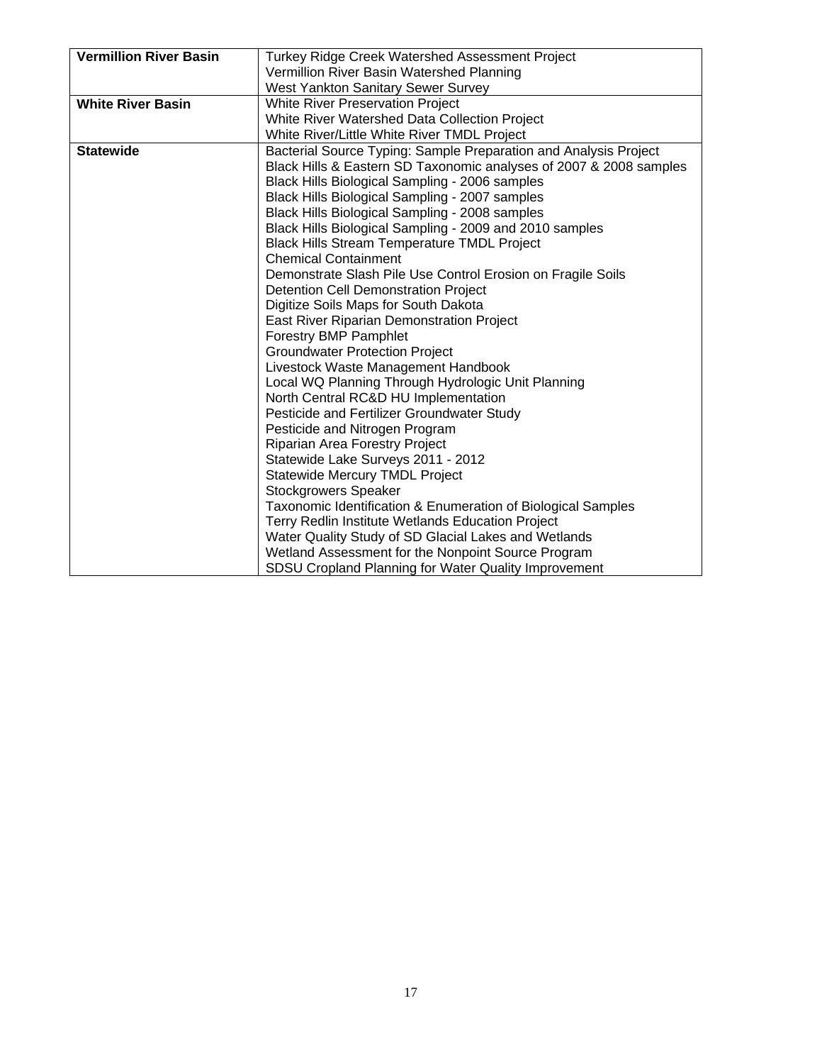| **Vermillion River Basin** | Turkey Ridge Creek Watershed Assessment Project<br>Vermillion River Basin Watershed Planning<br>West Yankton Sanitary Sewer Survey |
|---|---|
| **White River Basin** | White River Preservation Project<br>White River Watershed Data Collection Project<br>White River/Little White River TMDL Project |
| **Statewide** | Bacterial Source Typing: Sample Preparation and Analysis Project<br>Black Hills & Eastern SD Taxonomic analyses of 2007 & 2008 samples<br>Black Hills Biological Sampling - 2006 samples<br>Black Hills Biological Sampling - 2007 samples<br>Black Hills Biological Sampling - 2008 samples<br>Black Hills Biological Sampling - 2009 and 2010 samples<br>Black Hills Stream Temperature TMDL Project<br>Chemical Containment<br>Demonstrate Slash Pile Use Control Erosion on Fragile Soils<br>Detention Cell Demonstration Project<br>Digitize Soils Maps for South Dakota<br>East River Riparian Demonstration Project<br>Forestry BMP Pamphlet<br>Groundwater Protection Project<br>Livestock Waste Management Handbook<br>Local WQ Planning Through Hydrologic Unit Planning<br>North Central RC&D HU Implementation<br>Pesticide and Fertilizer Groundwater Study<br>Pesticide and Nitrogen Program<br>Riparian Area Forestry Project<br>Statewide Lake Surveys 2011 - 2012<br>Statewide Mercury TMDL Project<br>Stockgrowers Speaker<br>Taxonomic Identification & Enumeration of Biological Samples<br>Terry Redlin Institute Wetlands Education Project<br>Water Quality Study of SD Glacial Lakes and Wetlands<br>Wetland Assessment for the Nonpoint Source Program<br>SDSU Cropland Planning for Water Quality Improvement |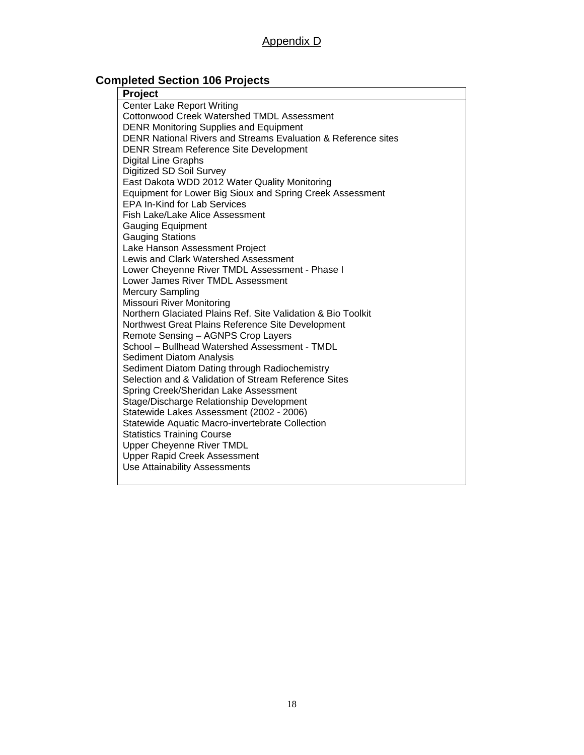Appendix D

## Completed Section 106 Projects

| Project |
|---|
| Center Lake Report Writing |
| Cottonwood Creek Watershed TMDL Assessment |
| DENR Monitoring Supplies and Equipment |
| DENR National Rivers and Streams Evaluation & Reference sites |
| DENR Stream Reference Site Development |
| Digital Line Graphs |
| Digitized SD Soil Survey |
| East Dakota WDD 2012 Water Quality Monitoring |
| Equipment for Lower Big Sioux and Spring Creek Assessment |
| EPA In-Kind for Lab Services |
| Fish Lake/Lake Alice Assessment |
| Gauging Equipment |
| Gauging Stations |
| Lake Hanson Assessment Project |
| Lewis and Clark Watershed Assessment |
| Lower Cheyenne River TMDL Assessment - Phase I |
| Lower James River TMDL Assessment |
| Mercury Sampling |
| Missouri River Monitoring |
| Northern Glaciated Plains Ref. Site Validation & Bio Toolkit |
| Northwest Great Plains Reference Site Development |
| Remote Sensing – AGNPS Crop Layers |
| School – Bullhead Watershed Assessment - TMDL |
| Sediment Diatom Analysis |
| Sediment Diatom Dating through Radiochemistry |
| Selection and & Validation of Stream Reference Sites |
| Spring Creek/Sheridan Lake Assessment |
| Stage/Discharge Relationship Development |
| Statewide Lakes Assessment (2002 - 2006) |
| Statewide Aquatic Macro-invertebrate Collection |
| Statistics Training Course |
| Upper Cheyenne River TMDL |
| Upper Rapid Creek Assessment |
| Use Attainability Assessments |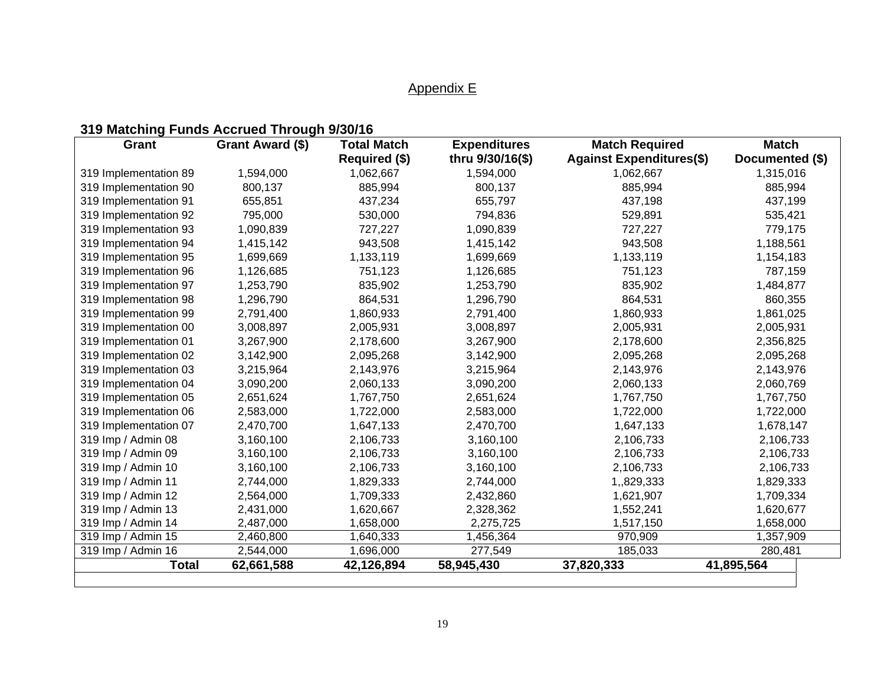# Appendix E

## 319 Matching Funds Accrued Through 9/30/16

| Grant | Grant Award ($) | Total Match Required ($) | Expenditures thru 9/30/16($) | Match Required Against Expenditures($) | Match Documented ($) |
|---|---|---|---|---|---|
| 319 Implementation 89 | 1,594,000 | 1,062,667 | 1,594,000 | 1,062,667 | 1,315,016 |
| 319 Implementation 90 | 800,137 | 885,994 | 800,137 | 885,994 | 885,994 |
| 319 Implementation 91 | 655,851 | 437,234 | 655,797 | 437,198 | 437,199 |
| 319 Implementation 92 | 795,000 | 530,000 | 794,836 | 529,891 | 535,421 |
| 319 Implementation 93 | 1,090,839 | 727,227 | 1,090,839 | 727,227 | 779,175 |
| 319 Implementation 94 | 1,415,142 | 943,508 | 1,415,142 | 943,508 | 1,188,561 |
| 319 Implementation 95 | 1,699,669 | 1,133,119 | 1,699,669 | 1,133,119 | 1,154,183 |
| 319 Implementation 96 | 1,126,685 | 751,123 | 1,126,685 | 751,123 | 787,159 |
| 319 Implementation 97 | 1,253,790 | 835,902 | 1,253,790 | 835,902 | 1,484,877 |
| 319 Implementation 98 | 1,296,790 | 864,531 | 1,296,790 | 864,531 | 860,355 |
| 319 Implementation 99 | 2,791,400 | 1,860,933 | 2,791,400 | 1,860,933 | 1,861,025 |
| 319 Implementation 00 | 3,008,897 | 2,005,931 | 3,008,897 | 2,005,931 | 2,005,931 |
| 319 Implementation 01 | 3,267,900 | 2,178,600 | 3,267,900 | 2,178,600 | 2,356,825 |
| 319 Implementation 02 | 3,142,900 | 2,095,268 | 3,142,900 | 2,095,268 | 2,095,268 |
| 319 Implementation 03 | 3,215,964 | 2,143,976 | 3,215,964 | 2,143,976 | 2,143,976 |
| 319 Implementation 04 | 3,090,200 | 2,060,133 | 3,090,200 | 2,060,133 | 2,060,769 |
| 319 Implementation 05 | 2,651,624 | 1,767,750 | 2,651,624 | 1,767,750 | 1,767,750 |
| 319 Implementation 06 | 2,583,000 | 1,722,000 | 2,583,000 | 1,722,000 | 1,722,000 |
| 319 Implementation 07 | 2,470,700 | 1,647,133 | 2,470,700 | 1,647,133 | 1,678,147 |
| 319 Imp / Admin 08 | 3,160,100 | 2,106,733 | 3,160,100 | 2,106,733 | 2,106,733 |
| 319 Imp / Admin 09 | 3,160,100 | 2,106,733 | 3,160,100 | 2,106,733 | 2,106,733 |
| 319 Imp / Admin 10 | 3,160,100 | 2,106,733 | 3,160,100 | 2,106,733 | 2,106,733 |
| 319 Imp / Admin 11 | 2,744,000 | 1,829,333 | 2,744,000 | 1,,829,333 | 1,829,333 |
| 319 Imp / Admin 12 | 2,564,000 | 1,709,333 | 2,432,860 | 1,621,907 | 1,709,334 |
| 319 Imp / Admin 13 | 2,431,000 | 1,620,667 | 2,328,362 | 1,552,241 | 1,620,677 |
| 319 Imp / Admin 14 | 2,487,000 | 1,658,000 | 2,275,725 | 1,517,150 | 1,658,000 |
| 319 Imp / Admin 15 | 2,460,800 | 1,640,333 | 1,456,364 | 970,909 | 1,357,909 |
| 319 Imp / Admin 16 | 2,544,000 | 1,696,000 | 277,549 | 185,033 | 280,481 |
| **Total** | **62,661,588** | **42,126,894** | **58,945,430** | **37,820,333** | **41,895,564** |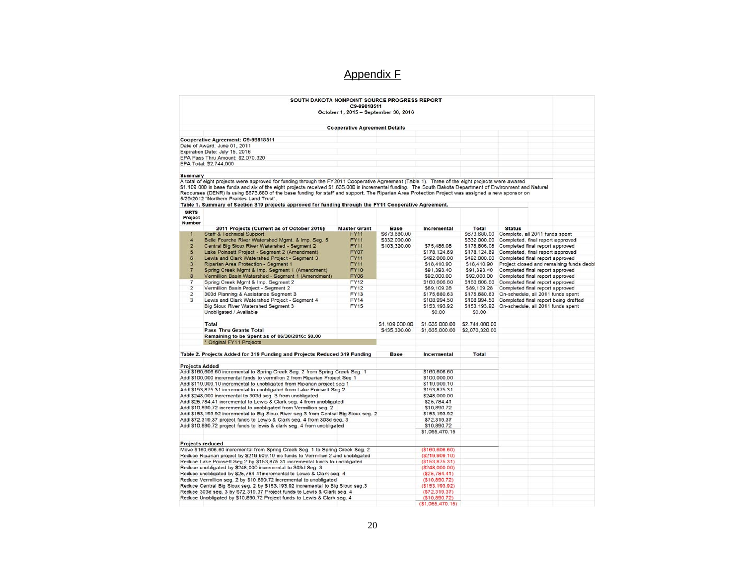# Appendix F

**SOUTH DAKOTA NONPOINT SOURCE PROGRESS REPORT**
**C9-99818511**
**October 1, 2015 – September 30, 2016**

**Cooperative Agreement Details**

**Cooperative Agreement: C9-99818511**
Date of Award: June 01, 2011
Expiration Date: July 15, 2016
EPA Pass Thru Amount: $2,070,320
EPA Total: $2,744,000

**Summary**

A total of eight projects were approved for funding through the FY2011 Cooperative Agreement (Table 1). Three of the eight projects were awarded $1,109,000 in base funds and six of the eight projects received $1,635,000 in incremental funding. The South Dakota Department of Environment and Natural Recourses (DENR) is using $673,680 of the base funding for staff and support. The Riparian Area Protection Project was assigned a new sponsor on 5/29/2012 "Northern Prairies Land Trust".

**Table 1. Summary of Section 319 projects approved for funding through the FY11 Cooperative Agreement.**

| GRTS Project Number | 2011 Projects (Current as of October 2016) | Master Grant | Base | Incremental | Total | Status |
|---|---|---|---|---|---|---|
| 1 | Staff & Technical Support | FY11 | $673,680.00 | | $673,680.00 | Complete, all 2011 funds spent |
| 4 | Belle Fourche River Watershed Mgmt. & Imp. Seg. 5 | FY11 | $332,000.00 | | $332,000.00 | Completed, final report approved |
| 2 | Central Big Sioux River Watershed - Segment 2 | FY11 | $103,320.00 | $75,486.08 | $178,806.08 | Completed final report approved |
| 5 | Lake Poinsett Project - Segment 2 (Amendment) | FY07 | | $178,124.69 | $178,124.69 | Completed, final report approved |
| 6 | Lewis and Clark Watershed Project - Segment 3 | FY11 | | $492,000.00 | $492,000.00 | Completed final report approved |
| 3 | Riparian Area Protection - Segment 1 | FY11 | | $18,410.90 | $18,410.90 | Project closed and remaining funds deobl |
| 7 | Spring Creek Mgmt & Imp. Segment 1 (Amendment) | FY10 | | $91,393.40 | $91,393.40 | Completed final report approved |
| 8 | Vermillion Basin Watershed - Segment 1 (Amendment) | FY06 | | $92,000.00 | $92,000.00 | Completed final report approved |
| 7 | Spring Creek Mgmt & Imp. Segment 2 | FY12 | | $160,606.60 | $160,606.60 | Completed final report approved |
| 2 | Vermillion Basin Project - Segment 2 | FY12 | | $89,109.28 | $89,109.28 | Completed final report approved |
| 2 | 303d Planning & Assistance Segment 3 | FY13 | | $175,680.63 | $175,680.63 | On-schedule, all 2011 funds spent |
| 3 | Lewis and Clark Watershed Project - Segment 4 | FY14 | | $108,994.50 | $108,994.50 | Completed final report being drafted |
| | Big Sioux River Watershed Segment 3 | FY15 | | $153,193.92 | $153,193.92 | On-schedule, all 2011 funds spent |
| | Unobligated / Available | | | $0.00 | $0.00 | |
| | **Total** | | $1,109,000.00 | $1,635,000.00 | $2,744,000.00 | |
| | **Pass Thru Grants Total** | | $435,320.00 | $1,635,000.00 | $2,070,320.00 | |
| | **Remaining to be Spent as of 06/30/2016: $0.00** | | | | | |
| | * Original FY11 Projects | | | | | |

**Table 2. Projects Added for 319 Funding and Projects Reduced 319 Funding**

| | Base | Incremental | Total |
|---|---|---|---|
| **Projects Added** | | | |
| Add $160,606.60 incremental to Spring Creek Seg. 2 from Spring Creek Seg. 1 | | $160,606.60 | |
| Add $100,000 incremental funds to vermillion 2 from Riparian Project Seg 1 | | $100,000.00 | |
| Add $119,909.10 incremental to unobligated from Riparian project seg 1 | | $119,909.10 | |
| Add $153,875.31 incremental to unobligated from Lake Poinsett Seg 2 | | $153,875.31 | |
| Add $248,000 incremental to 303d seg. 3 from unobligated | | $248,000.00 | |
| Add $25,784.41 incremental to Lewis & Clark seg. 4 from unobligated | | $25,784.41 | |
| Add $10,890.72 incremental to unobligated from Vermillion seg. 2 | | $10,890.72 | |
| Add $153,193.92 incremental to Big Sioux River seg.3 from Central Big Sioux seg. 2 | | $153,193.92 | |
| Add $72,319.37 project funds to Lewis & Clark seg. 4 from 303d seg. 3 | | $72,319.37 | |
| Add $10,890.72 project funds to lewis & clark seg. 4 from unobligated | | $10,890.72 | |
| | | $1,055,470.15 | |
| **Projects reduced** | | | |
| Move $160,606.60 incremental from Spring Creek Seg. 1 to Spring Creek Seg. 2 | | ($160,606.60) | |
| Reduce Riparian project by $219,909.10 inc funds to Vermillion 2 and unobligated | | ($219,909.10) | |
| Reduce Lake Poinsett Seg 2 by $153,875.31 incremental funds to unobligated | | ($153,875.31) | |
| Reduce unobligated by $248,000 incremental to 303d Seg. 3 | | ($248,000.00) | |
| Reduce unobligated by $25,784.41incremental to Lewis & Clark seg. 4 | | ($25,784.41) | |
| Reduce Vermillion seg. 2 by $10,890.72 incremental to unobligated | | ($10,890.72) | |
| Reduce Central Big Sioux seg. 2 by $153,193.92 incremental to Big Sioux seg.3 | | ($153,193.92) | |
| Reduce 303d seg. 3 by $72,319.37 Project funds to Lewis & Clark seg. 4 | | ($72,319.37) | |
| Reduce Unobligated by $10,890.72 Project funds to Lewis & Clark seg. 4 | | ($10,890.72) | |
| | | ($1,055,470.15) | |